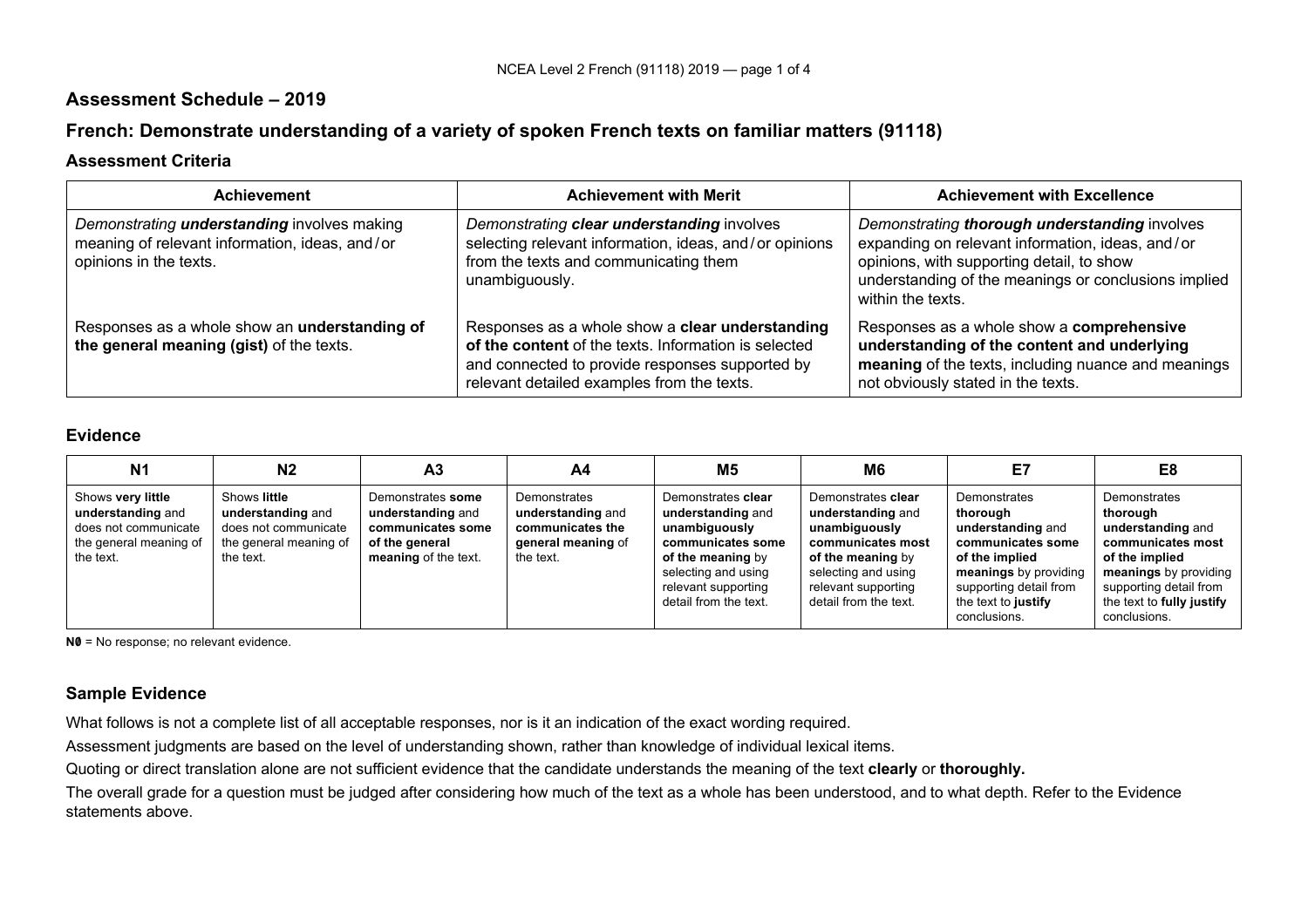## Assessment Schedule – 2019

## French: Demonstrate understanding of a variety of spoken French texts on familiar matters (91118)

### Assessment Criteria

| Achievement | Achievement with Merit | Achievement with Excellence |
|---|---|---|
| *Demonstrating **understanding** involves making meaning of relevant information, ideas, and / or opinions in the texts.* | *Demonstrating **clear understanding** involves selecting relevant information, ideas, and / or opinions from the texts and communicating them unambiguously.* | *Demonstrating **thorough understanding** involves expanding on relevant information, ideas, and / or opinions, with supporting detail, to show understanding of the meanings or conclusions implied within the texts.* |
| Responses as a whole show an **understanding of the general meaning (gist)** of the texts. | Responses as a whole show a **clear understanding of the content** of the texts. Information is selected and connected to provide responses supported by relevant detailed examples from the texts. | Responses as a whole show a **comprehensive understanding of the content and underlying meaning** of the texts, including nuance and meanings not obviously stated in the texts. |

### Evidence

| N1 | N2 | A3 | A4 | M5 | M6 | E7 | E8 |
|---|---|---|---|---|---|---|---|
| Shows **very little understanding** and does not communicate the general meaning of the text. | Shows **little understanding** and does not communicate the general meaning of the text. | Demonstrates **some understanding** and **communicates some of the general meaning** of the text. | Demonstrates **understanding** and **communicates the general meaning** of the text. | Demonstrates **clear understanding** and **unambiguously communicates some of the meaning** by selecting and using relevant supporting detail from the text. | Demonstrates **clear understanding** and **unambiguously communicates most of the meaning** by selecting and using relevant supporting detail from the text. | Demonstrates **thorough understanding** and **communicates some of the implied meanings** by providing supporting detail from the text to **justify** conclusions. | Demonstrates **thorough understanding** and **communicates most of the implied meanings** by providing supporting detail from the text to **fully justify** conclusions. |

**N0** = No response; no relevant evidence.

### Sample Evidence

What follows is not a complete list of all acceptable responses, nor is it an indication of the exact wording required.

Assessment judgments are based on the level of understanding shown, rather than knowledge of individual lexical items.

Quoting or direct translation alone are not sufficient evidence that the candidate understands the meaning of the text **clearly** or **thoroughly.**

The overall grade for a question must be judged after considering how much of the text as a whole has been understood, and to what depth. Refer to the Evidence statements above.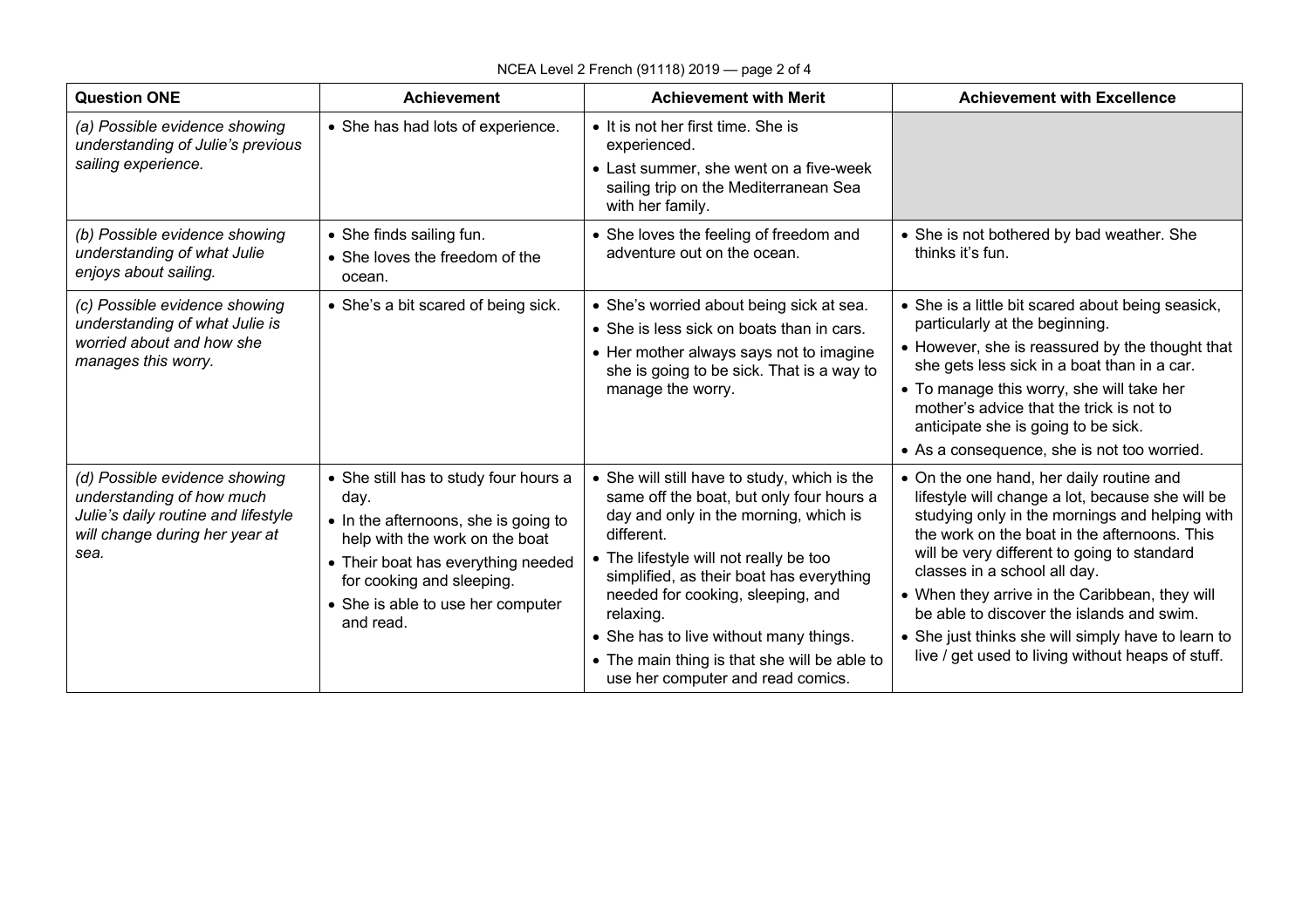| Question ONE | Achievement | Achievement with Merit | Achievement with Excellence |
|---|---|---|---|
| *(a) Possible evidence showing understanding of Julie's previous sailing experience.* | • She has had lots of experience. | • It is not her first time. She is experienced.<br>• Last summer, she went on a five-week sailing trip on the Mediterranean Sea with her family. | |
| *(b) Possible evidence showing understanding of what Julie enjoys about sailing.* | • She finds sailing fun.<br>• She loves the freedom of the ocean. | • She loves the feeling of freedom and adventure out on the ocean. | • She is not bothered by bad weather. She thinks it's fun. |
| *(c) Possible evidence showing understanding of what Julie is worried about and how she manages this worry.* | • She's a bit scared of being sick. | • She's worried about being sick at sea.<br>• She is less sick on boats than in cars.<br>• Her mother always says not to imagine she is going to be sick. That is a way to manage the worry. | • She is a little bit scared about being seasick, particularly at the beginning.<br>• However, she is reassured by the thought that she gets less sick in a boat than in a car.<br>• To manage this worry, she will take her mother's advice that the trick is not to anticipate she is going to be sick.<br>• As a consequence, she is not too worried. |
| *(d) Possible evidence showing understanding of how much Julie's daily routine and lifestyle will change during her year at sea.* | • She still has to study four hours a day.<br>• In the afternoons, she is going to help with the work on the boat<br>• Their boat has everything needed for cooking and sleeping.<br>• She is able to use her computer and read. | • She will still have to study, which is the same off the boat, but only four hours a day and only in the morning, which is different.<br>• The lifestyle will not really be too simplified, as their boat has everything needed for cooking, sleeping, and relaxing.<br>• She has to live without many things.<br>• The main thing is that she will be able to use her computer and read comics. | • On the one hand, her daily routine and lifestyle will change a lot, because she will be studying only in the mornings and helping with the work on the boat in the afternoons. This will be very different to going to standard classes in a school all day.<br>• When they arrive in the Caribbean, they will be able to discover the islands and swim.<br>• She just thinks she will simply have to learn to live / get used to living without heaps of stuff. |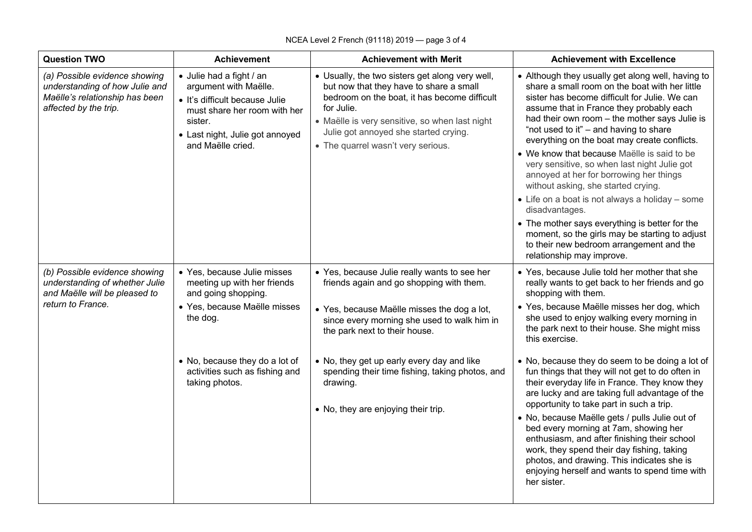| Question TWO | Achievement | Achievement with Merit | Achievement with Excellence |
|---|---|---|---|
| *(a) Possible evidence showing understanding of how Julie and Maëlle's relationship has been affected by the trip.* | • Julie had a fight / an argument with Maëlle.<br>• It's difficult because Julie must share her room with her sister.<br>• Last night, Julie got annoyed and Maëlle cried. | • Usually, the two sisters get along very well, but now that they have to share a small bedroom on the boat, it has become difficult for Julie.<br>• Maëlle is very sensitive, so when last night Julie got annoyed she started crying.<br>• The quarrel wasn't very serious. | • Although they usually get along well, having to share a small room on the boat with her little sister has become difficult for Julie. We can assume that in France they probably each had their own room – the mother says Julie is "not used to it" – and having to share everything on the boat may create conflicts.<br>• We know that because Maëlle is said to be very sensitive, so when last night Julie got annoyed at her for borrowing her things without asking, she started crying.<br>• Life on a boat is not always a holiday – some disadvantages.<br>• The mother says everything is better for the moment, so the girls may be starting to adjust to their new bedroom arrangement and the relationship may improve. |
| *(b) Possible evidence showing understanding of whether Julie and Maëlle will be pleased to return to France.* | • Yes, because Julie misses meeting up with her friends and going shopping.<br>• Yes, because Maëlle misses the dog.<br><br>• No, because they do a lot of activities such as fishing and taking photos. | • Yes, because Julie really wants to see her friends again and go shopping with them.<br>• Yes, because Maëlle misses the dog a lot, since every morning she used to walk him in the park next to their house.<br><br>• No, they get up early every day and like spending their time fishing, taking photos, and drawing.<br>• No, they are enjoying their trip. | • Yes, because Julie told her mother that she really wants to get back to her friends and go shopping with them.<br>• Yes, because Maëlle misses her dog, which she used to enjoy walking every morning in the park next to their house. She might miss this exercise.<br><br>• No, because they do seem to be doing a lot of fun things that they will not get to do often in their everyday life in France. They know they are lucky and are taking full advantage of the opportunity to take part in such a trip.<br>• No, because Maëlle gets / pulls Julie out of bed every morning at 7am, showing her enthusiasm, and after finishing their school work, they spend their day fishing, taking photos, and drawing. This indicates she is enjoying herself and wants to spend time with her sister. |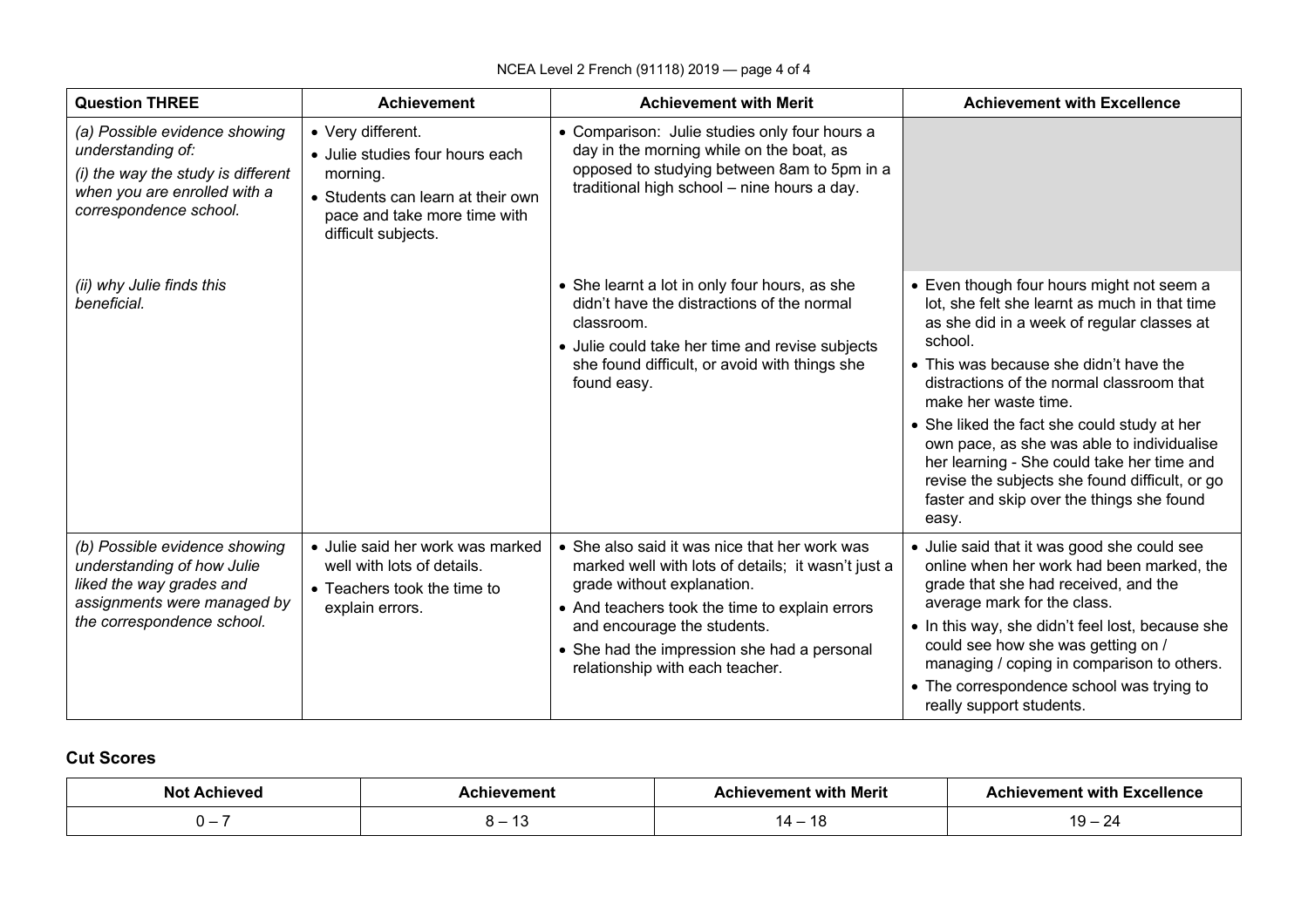| Question THREE | Achievement | Achievement with Merit | Achievement with Excellence |
|---|---|---|---|
| *(a) Possible evidence showing understanding of:*<br>*(i) the way the study is different when you are enrolled with a correspondence school.* | • Very different.<br>• Julie studies four hours each morning.<br>• Students can learn at their own pace and take more time with difficult subjects. | • Comparison: Julie studies only four hours a day in the morning while on the boat, as opposed to studying between 8am to 5pm in a traditional high school – nine hours a day. | |
| *(ii) why Julie finds this beneficial.* | | • She learnt a lot in only four hours, as she didn't have the distractions of the normal classroom.<br>• Julie could take her time and revise subjects she found difficult, or avoid with things she found easy. | • Even though four hours might not seem a lot, she felt she learnt as much in that time as she did in a week of regular classes at school.<br>• This was because she didn't have the distractions of the normal classroom that make her waste time.<br>• She liked the fact she could study at her own pace, as she was able to individualise her learning - She could take her time and revise the subjects she found difficult, or go faster and skip over the things she found easy. |
| *(b) Possible evidence showing understanding of how Julie liked the way grades and assignments were managed by the correspondence school.* | • Julie said her work was marked well with lots of details.<br>• Teachers took the time to explain errors. | • She also said it was nice that her work was marked well with lots of details; it wasn't just a grade without explanation.<br>• And teachers took the time to explain errors and encourage the students.<br>• She had the impression she had a personal relationship with each teacher. | • Julie said that it was good she could see online when her work had been marked, the grade that she had received, and the average mark for the class.<br>• In this way, she didn't feel lost, because she could see how she was getting on / managing / coping in comparison to others.<br>• The correspondence school was trying to really support students. |

## Cut Scores

| Not Achieved | Achievement | Achievement with Merit | Achievement with Excellence |
|---|---|---|---|
| 0 – 7 | 8 – 13 | 14 – 18 | 19 – 24 |